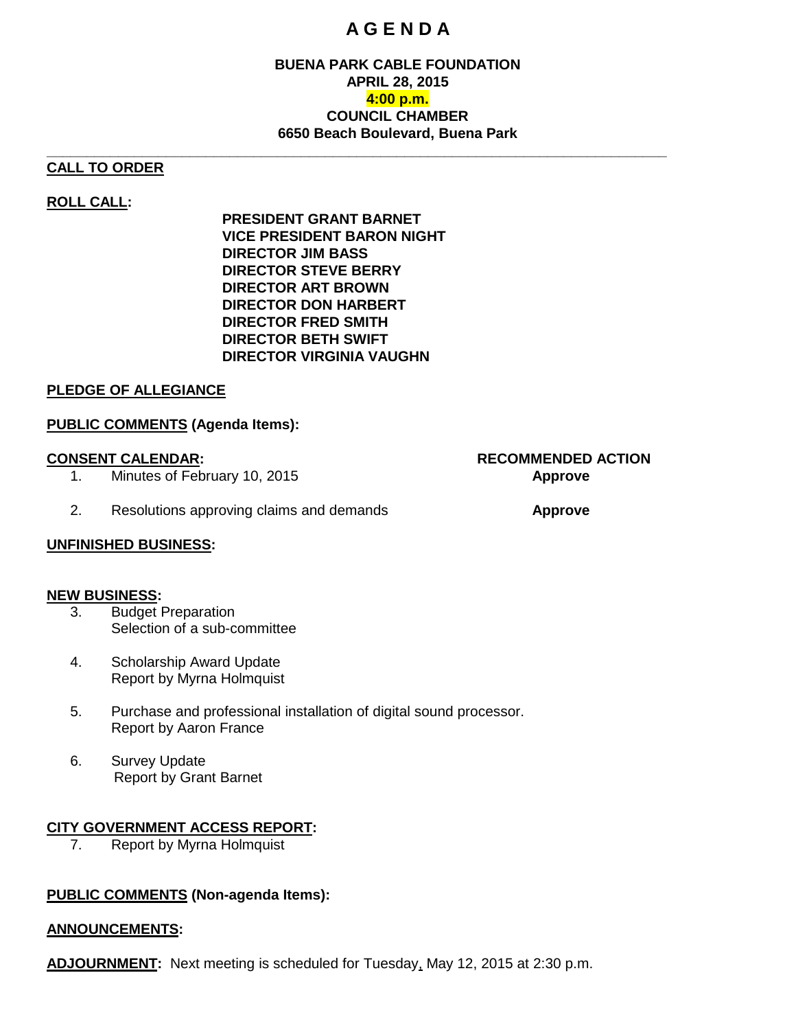# A G E N D A

**BUENA PARK CABLE FOUNDATION**
**APRIL 28, 2015**
**4:00 p.m.**
**COUNCIL CHAMBER**
**6650 Beach Boulevard, Buena Park**

---

**CALL TO ORDER**

**ROLL CALL:**

**PRESIDENT GRANT BARNET**
**VICE PRESIDENT BARON NIGHT**
**DIRECTOR JIM BASS**
**DIRECTOR STEVE BERRY**
**DIRECTOR ART BROWN**
**DIRECTOR DON HARBERT**
**DIRECTOR FRED SMITH**
**DIRECTOR BETH SWIFT**
**DIRECTOR VIRGINIA VAUGHN**

**PLEDGE OF ALLEGIANCE**

**PUBLIC COMMENTS (Agenda Items):**

| **CONSENT CALENDAR:** | **RECOMMENDED ACTION** |
|---|---|
| 1. Minutes of February 10, 2015 | **Approve** |
| 2. Resolutions approving claims and demands | **Approve** |

**UNFINISHED BUSINESS:**

**NEW BUSINESS:**

3. Budget Preparation
   Selection of a sub-committee

4. Scholarship Award Update
   Report by Myrna Holmquist

5. Purchase and professional installation of digital sound processor.
   Report by Aaron France

6. Survey Update
   Report by Grant Barnet

**CITY GOVERNMENT ACCESS REPORT:**

7. Report by Myrna Holmquist

**PUBLIC COMMENTS (Non-agenda Items):**

**ANNOUNCEMENTS:**

**ADJOURNMENT:** Next meeting is scheduled for Tuesday, May 12, 2015 at 2:30 p.m.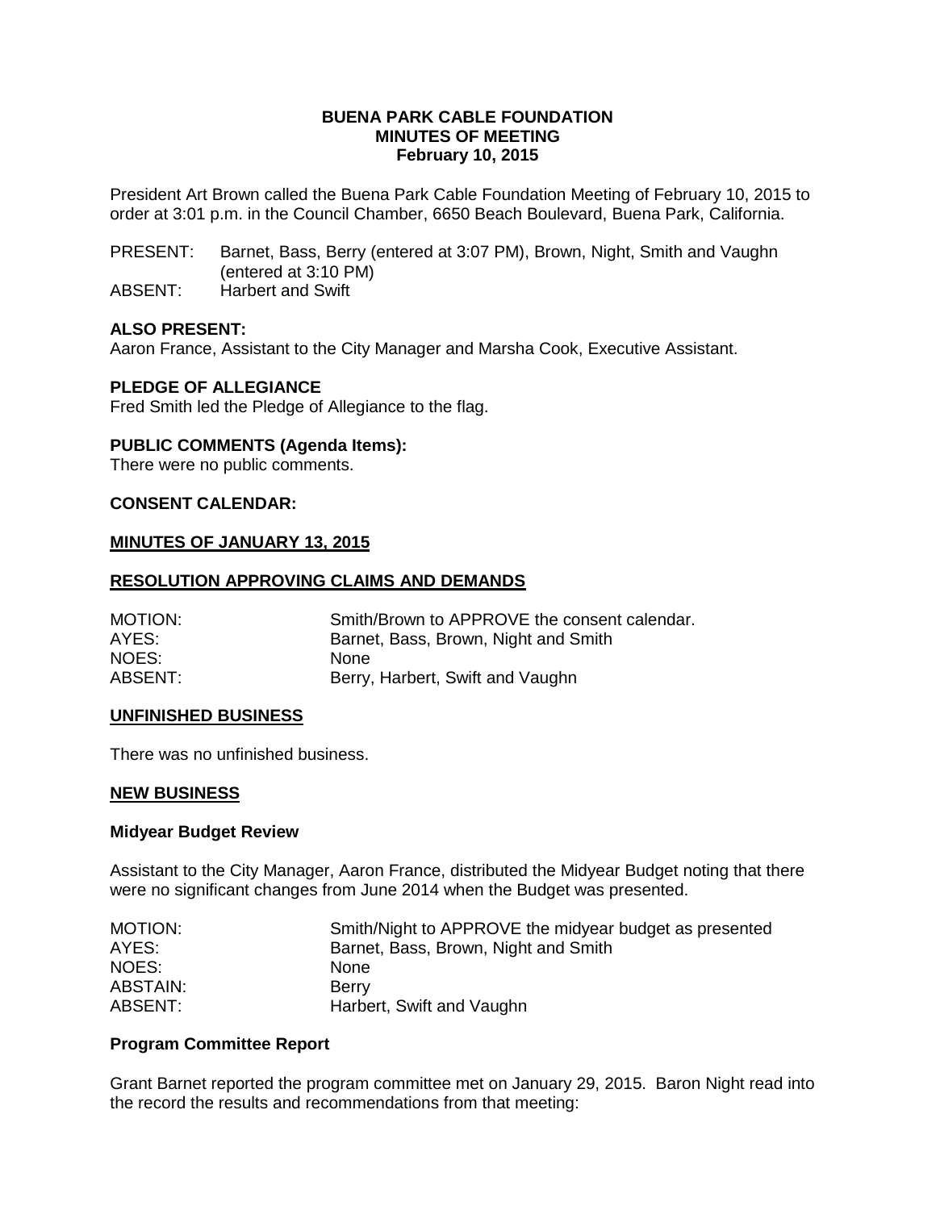**BUENA PARK CABLE FOUNDATION**
**MINUTES OF MEETING**
**February 10, 2015**

President Art Brown called the Buena Park Cable Foundation Meeting of February 10, 2015 to order at 3:01 p.m. in the Council Chamber, 6650 Beach Boulevard, Buena Park, California.

PRESENT: Barnet, Bass, Berry (entered at 3:07 PM), Brown, Night, Smith and Vaughn (entered at 3:10 PM)
ABSENT: Harbert and Swift

**ALSO PRESENT:**
Aaron France, Assistant to the City Manager and Marsha Cook, Executive Assistant.

**PLEDGE OF ALLEGIANCE**
Fred Smith led the Pledge of Allegiance to the flag.

**PUBLIC COMMENTS (Agenda Items):**
There were no public comments.

**CONSENT CALENDAR:**

**MINUTES OF JANUARY 13, 2015**

**RESOLUTION APPROVING CLAIMS AND DEMANDS**

MOTION: Smith/Brown to APPROVE the consent calendar.
AYES: Barnet, Bass, Brown, Night and Smith
NOES: None
ABSENT: Berry, Harbert, Swift and Vaughn

**UNFINISHED BUSINESS**

There was no unfinished business.

**NEW BUSINESS**

**Midyear Budget Review**

Assistant to the City Manager, Aaron France, distributed the Midyear Budget noting that there were no significant changes from June 2014 when the Budget was presented.

MOTION: Smith/Night to APPROVE the midyear budget as presented
AYES: Barnet, Bass, Brown, Night and Smith
NOES: None
ABSTAIN: Berry
ABSENT: Harbert, Swift and Vaughn

**Program Committee Report**

Grant Barnet reported the program committee met on January 29, 2015. Baron Night read into the record the results and recommendations from that meeting: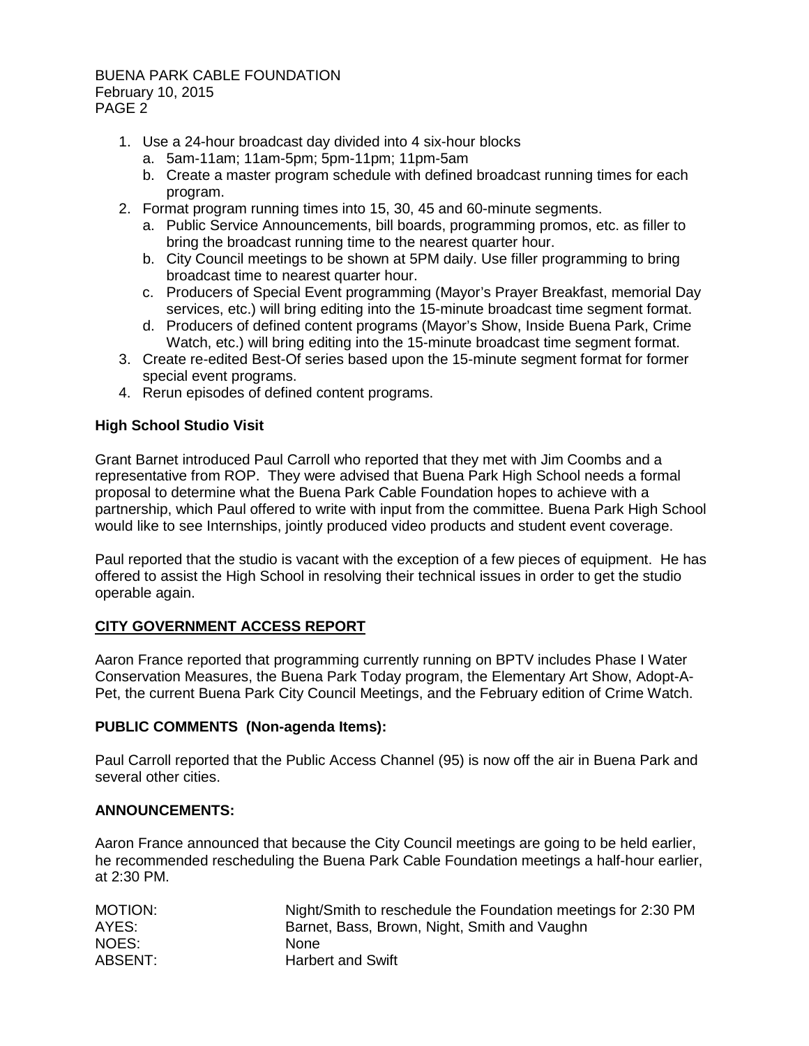1. Use a 24-hour broadcast day divided into 4 six-hour blocks
   a. 5am-11am; 11am-5pm; 5pm-11pm; 11pm-5am
   b. Create a master program schedule with defined broadcast running times for each program.
2. Format program running times into 15, 30, 45 and 60-minute segments.
   a. Public Service Announcements, bill boards, programming promos, etc. as filler to bring the broadcast running time to the nearest quarter hour.
   b. City Council meetings to be shown at 5PM daily. Use filler programming to bring broadcast time to nearest quarter hour.
   c. Producers of Special Event programming (Mayor's Prayer Breakfast, memorial Day services, etc.) will bring editing into the 15-minute broadcast time segment format.
   d. Producers of defined content programs (Mayor's Show, Inside Buena Park, Crime Watch, etc.) will bring editing into the 15-minute broadcast time segment format.
3. Create re-edited Best-Of series based upon the 15-minute segment format for former special event programs.
4. Rerun episodes of defined content programs.

**High School Studio Visit**

Grant Barnet introduced Paul Carroll who reported that they met with Jim Coombs and a representative from ROP. They were advised that Buena Park High School needs a formal proposal to determine what the Buena Park Cable Foundation hopes to achieve with a partnership, which Paul offered to write with input from the committee. Buena Park High School would like to see Internships, jointly produced video products and student event coverage.

Paul reported that the studio is vacant with the exception of a few pieces of equipment. He has offered to assist the High School in resolving their technical issues in order to get the studio operable again.

## CITY GOVERNMENT ACCESS REPORT

Aaron France reported that programming currently running on BPTV includes Phase I Water Conservation Measures, the Buena Park Today program, the Elementary Art Show, Adopt-A-Pet, the current Buena Park City Council Meetings, and the February edition of Crime Watch.

**PUBLIC COMMENTS (Non-agenda Items):**

Paul Carroll reported that the Public Access Channel (95) is now off the air in Buena Park and several other cities.

**ANNOUNCEMENTS:**

Aaron France announced that because the City Council meetings are going to be held earlier, he recommended rescheduling the Buena Park Cable Foundation meetings a half-hour earlier, at 2:30 PM.

| | |
|---|---|
| MOTION: | Night/Smith to reschedule the Foundation meetings for 2:30 PM |
| AYES: | Barnet, Bass, Brown, Night, Smith and Vaughn |
| NOES: | None |
| ABSENT: | Harbert and Swift |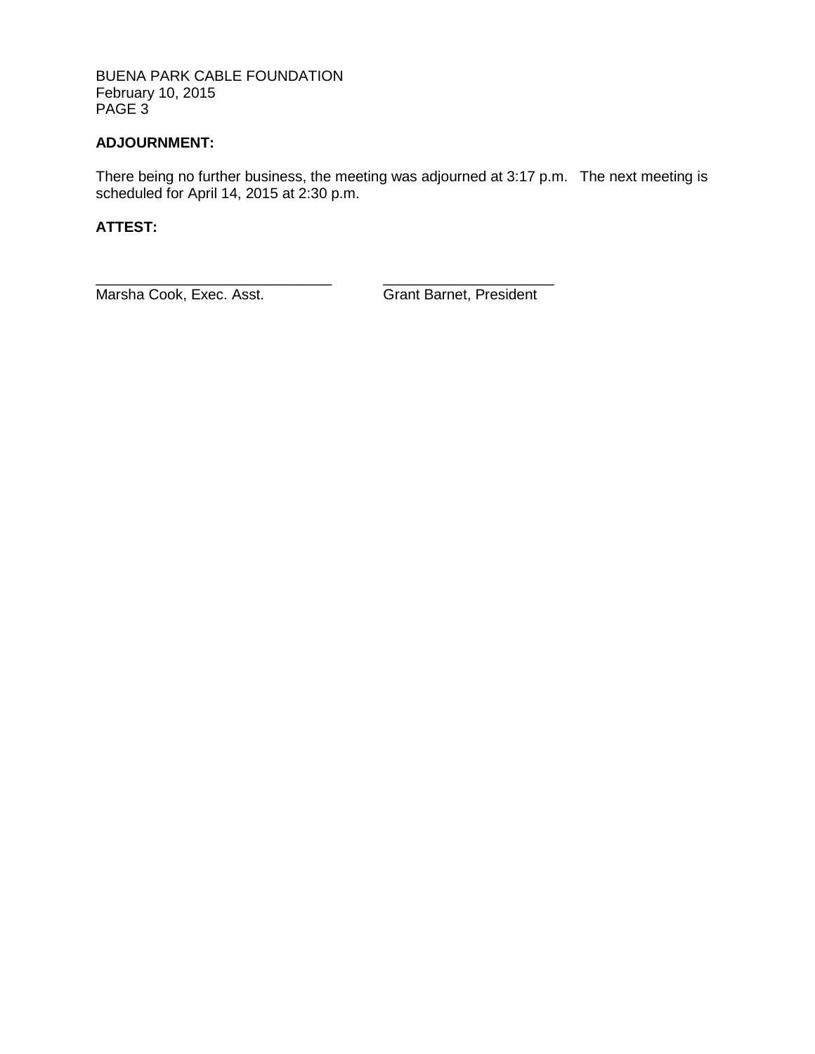**ADJOURNMENT:**

There being no further business, the meeting was adjourned at 3:17 p.m. The next meeting is scheduled for April 14, 2015 at 2:30 p.m.

**ATTEST:**

______________________________ ______________________
Marsha Cook, Exec. Asst. Grant Barnet, President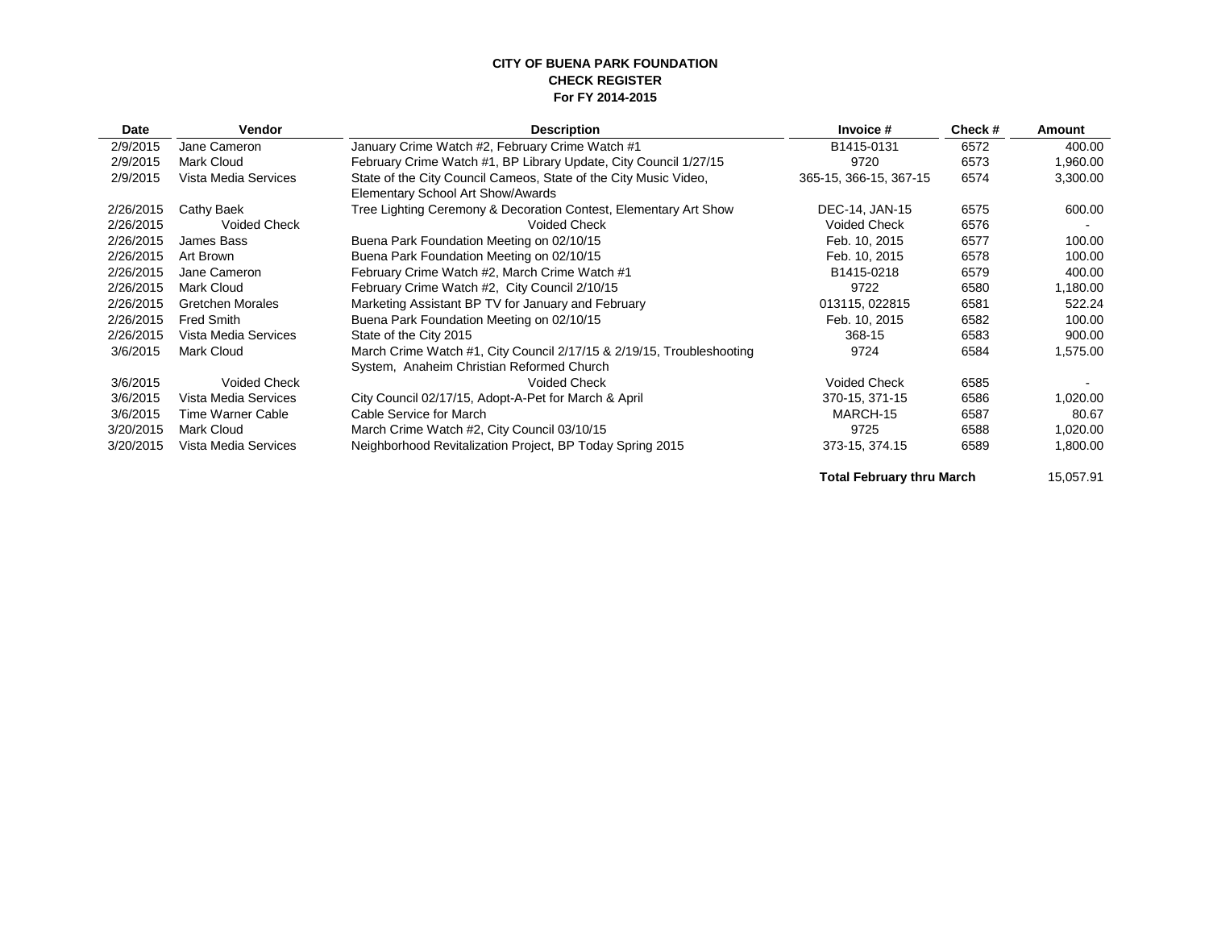**CITY OF BUENA PARK FOUNDATION**
**CHECK REGISTER**
**For FY 2014-2015**

| Date | Vendor | Description | Invoice # | Check # | Amount |
|---|---|---|---|---|---|
| 2/9/2015 | Jane Cameron | January Crime Watch #2, February Crime Watch #1 | B1415-0131 | 6572 | 400.00 |
| 2/9/2015 | Mark Cloud | February Crime Watch #1, BP Library Update, City Council 1/27/15 | 9720 | 6573 | 1,960.00 |
| 2/9/2015 | Vista Media Services | State of the City Council Cameos, State of the City Music Video, Elementary School Art Show/Awards | 365-15, 366-15, 367-15 | 6574 | 3,300.00 |
| 2/26/2015 | Cathy Baek | Tree Lighting Ceremony & Decoration Contest, Elementary Art Show | DEC-14, JAN-15 | 6575 | 600.00 |
| 2/26/2015 | Voided Check | Voided Check | Voided Check | 6576 | - |
| 2/26/2015 | James Bass | Buena Park Foundation Meeting on 02/10/15 | Feb. 10, 2015 | 6577 | 100.00 |
| 2/26/2015 | Art Brown | Buena Park Foundation Meeting on 02/10/15 | Feb. 10, 2015 | 6578 | 100.00 |
| 2/26/2015 | Jane Cameron | February Crime Watch #2, March Crime Watch #1 | B1415-0218 | 6579 | 400.00 |
| 2/26/2015 | Mark Cloud | February Crime Watch #2, City Council 2/10/15 | 9722 | 6580 | 1,180.00 |
| 2/26/2015 | Gretchen Morales | Marketing Assistant BP TV for January and February | 013115, 022815 | 6581 | 522.24 |
| 2/26/2015 | Fred Smith | Buena Park Foundation Meeting on 02/10/15 | Feb. 10, 2015 | 6582 | 100.00 |
| 2/26/2015 | Vista Media Services | State of the City 2015 | 368-15 | 6583 | 900.00 |
| 3/6/2015 | Mark Cloud | March Crime Watch #1, City Council 2/17/15 & 2/19/15, Troubleshooting System, Anaheim Christian Reformed Church | 9724 | 6584 | 1,575.00 |
| 3/6/2015 | Voided Check | Voided Check | Voided Check | 6585 | - |
| 3/6/2015 | Vista Media Services | City Council 02/17/15, Adopt-A-Pet for March & April | 370-15, 371-15 | 6586 | 1,020.00 |
| 3/6/2015 | Time Warner Cable | Cable Service for March | MARCH-15 | 6587 | 80.67 |
| 3/20/2015 | Mark Cloud | March Crime Watch #2, City Council 03/10/15 | 9725 | 6588 | 1,020.00 |
| 3/20/2015 | Vista Media Services | Neighborhood Revitalization Project, BP Today Spring 2015 | 373-15, 374.15 | 6589 | 1,800.00 |
| | | | **Total February thru March** | | 15,057.91 |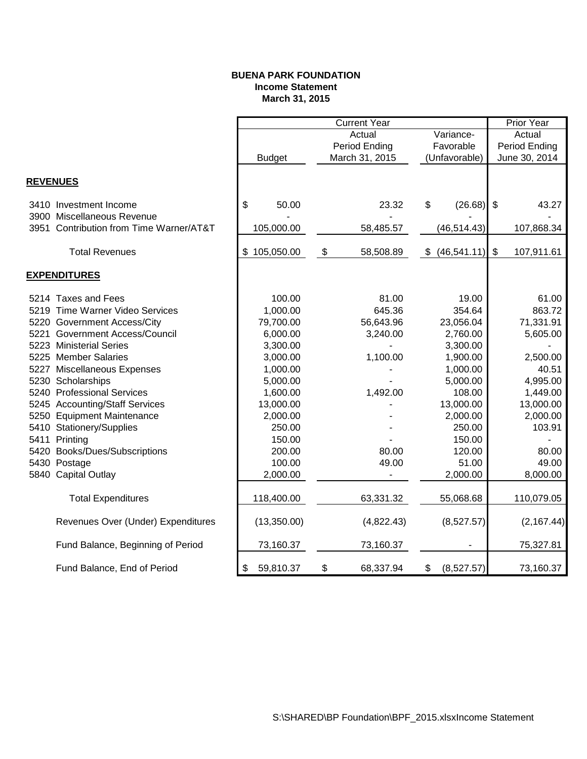**BUENA PARK FOUNDATION**
**Income Statement**
**March 31, 2015**

| | Current Year | | | Prior Year |
|---|---|---|---|---|
| | Budget | Actual Period Ending March 31, 2015 | Variance- Favorable (Unfavorable) | Actual Period Ending June 30, 2014 |
| **REVENUES** | | | | |
| 3410 Investment Income | $ 50.00 | 23.32 | $ (26.68) | $ 43.27 |
| 3900 Miscellaneous Revenue | - | | - | - |
| 3951 Contribution from Time Warner/AT&T | 105,000.00 | 58,485.57 | (46,514.43) | 107,868.34 |
| Total Revenues | $ 105,050.00 | $ 58,508.89 | $ (46,541.11) | $ 107,911.61 |
| **EXPENDITURES** | | | | |
| 5214 Taxes and Fees | 100.00 | 81.00 | 19.00 | 61.00 |
| 5219 Time Warner Video Services | 1,000.00 | 645.36 | 354.64 | 863.72 |
| 5220 Government Access/City | 79,700.00 | 56,643.96 | 23,056.04 | 71,331.91 |
| 5221 Government Access/Council | 6,000.00 | 3,240.00 | 2,760.00 | 5,605.00 |
| 5223 Ministerial Series | 3,300.00 | - | 3,300.00 | - |
| 5225 Member Salaries | 3,000.00 | 1,100.00 | 1,900.00 | 2,500.00 |
| 5227 Miscellaneous Expenses | 1,000.00 | - | 1,000.00 | 40.51 |
| 5230 Scholarships | 5,000.00 | - | 5,000.00 | 4,995.00 |
| 5240 Professional Services | 1,600.00 | 1,492.00 | 108.00 | 1,449.00 |
| 5245 Accounting/Staff Services | 13,000.00 | - | 13,000.00 | 13,000.00 |
| 5250 Equipment Maintenance | 2,000.00 | - | 2,000.00 | 2,000.00 |
| 5410 Stationery/Supplies | 250.00 | - | 250.00 | 103.91 |
| 5411 Printing | 150.00 | - | 150.00 | - |
| 5420 Books/Dues/Subscriptions | 200.00 | 80.00 | 120.00 | 80.00 |
| 5430 Postage | 100.00 | 49.00 | 51.00 | 49.00 |
| 5840 Capital Outlay | 2,000.00 | - | 2,000.00 | 8,000.00 |
| Total Expenditures | 118,400.00 | 63,331.32 | 55,068.68 | 110,079.05 |
| Revenues Over (Under) Expenditures | (13,350.00) | (4,822.43) | (8,527.57) | (2,167.44) |
| Fund Balance, Beginning of Period | 73,160.37 | 73,160.37 | - | 75,327.81 |
| Fund Balance, End of Period | $ 59,810.37 | $ 68,337.94 | $ (8,527.57) | 73,160.37 |

S:\SHARED\BP Foundation\BPF_2015.xlsxIncome Statement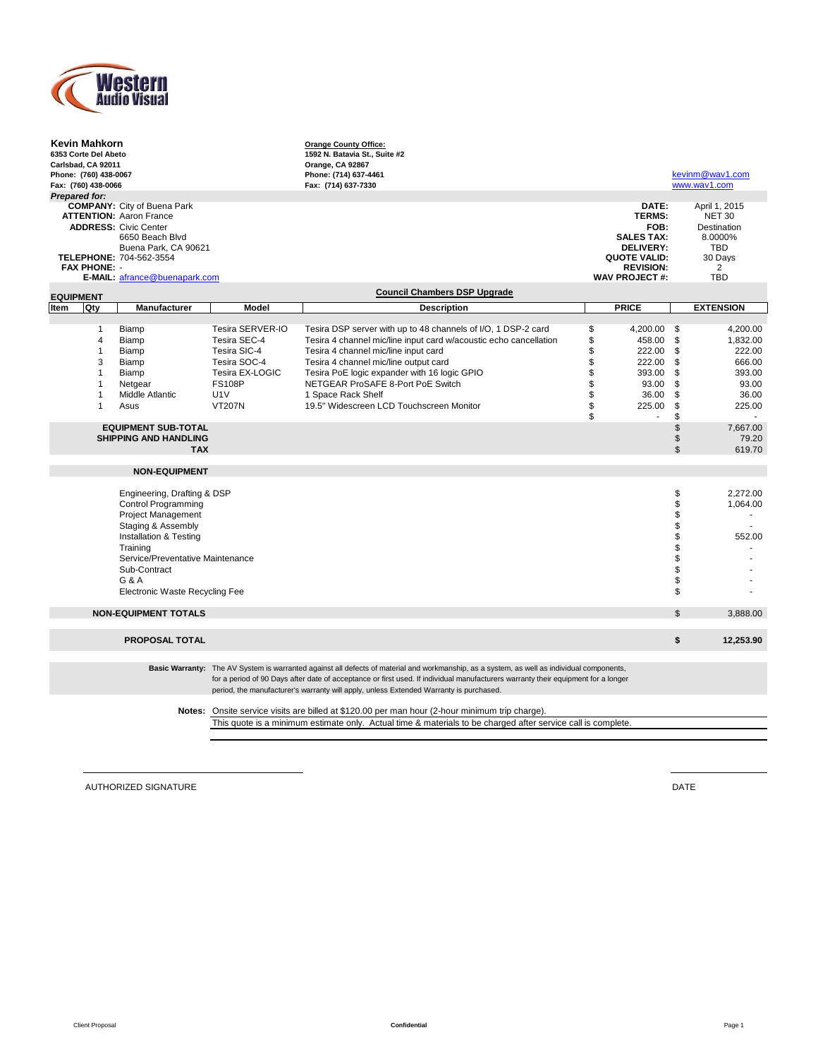**Kevin Mahkorn**
6353 Corte Del Abeto
Carlsbad, CA 92011
Phone: (760) 438-0067
Fax: (760) 438-0066

**Orange County Office:**
1592 N. Batavia St., Suite #2
Orange, CA 92867
Phone: (714) 637-4461
Fax: (714) 637-7330

kevinm@wav1.com
www.wav1.com

*Prepared for:*

**COMPANY:** City of Buena Park
**ATTENTION:** Aaron France
**ADDRESS:** Civic Center
6650 Beach Blvd
Buena Park, CA 90621
**TELEPHONE:** 704-562-3554
**FAX PHONE:** -
**E-MAIL:** afrance@buenapark.com

**DATE:** April 1, 2015
**TERMS:** NET 30
**FOB:** Destination
**SALES TAX:** 8.0000%
**DELIVERY:** TBD
**QUOTE VALID:** 30 Days
**REVISION:** 2
**WAV PROJECT #:** TBD

**EQUIPMENT** — **Council Chambers DSP Upgrade**

| Item | Qty | Manufacturer | Model | Description | PRICE | EXTENSION |
|---|---|---|---|---|---|---|
| | 1 | Biamp | Tesira SERVER-IO | Tesira DSP server with up to 48 channels of I/O, 1 DSP-2 card | $ 4,200.00 | $ 4,200.00 |
| | 4 | Biamp | Tesira SEC-4 | Tesira 4 channel mic/line input card w/acoustic echo cancellation | $ 458.00 | $ 1,832.00 |
| | 1 | Biamp | Tesira SIC-4 | Tesira 4 channel mic/line input card | $ 222.00 | $ 222.00 |
| | 3 | Biamp | Tesira SOC-4 | Tesira 4 channel mic/line output card | $ 222.00 | $ 666.00 |
| | 1 | Biamp | Tesira EX-LOGIC | Tesira PoE logic expander with 16 logic GPIO | $ 393.00 | $ 393.00 |
| | 1 | Netgear | FS108P | NETGEAR ProSAFE 8-Port PoE Switch | $ 93.00 | $ 93.00 |
| | 1 | Middle Atlantic | U1V | 1 Space Rack Shelf | $ 36.00 | $ 36.00 |
| | 1 | Asus | VT207N | 19.5" Widescreen LCD Touchscreen Monitor | $ 225.00 | $ 225.00 |
| | | | | | $ - | $ - |
| | | **EQUIPMENT SUB-TOTAL** | | | | $ 7,667.00 |
| | | **SHIPPING AND HANDLING** | | | | $ 79.20 |
| | | **TAX** | | | | $ 619.70 |

**NON-EQUIPMENT**

| | |
|---|---|
| Engineering, Drafting & DSP | $ 2,272.00 |
| Control Programming | $ 1,064.00 |
| Project Management | $ - |
| Staging & Assembly | $ - |
| Installation & Testing | $ 552.00 |
| Training | $ - |
| Service/Preventative Maintenance | $ - |
| Sub-Contract | $ - |
| G & A | $ - |
| Electronic Waste Recycling Fee | $ - |
| **NON-EQUIPMENT TOTALS** | $ 3,888.00 |
| **PROPOSAL TOTAL** | **$ 12,253.90** |

**Basic Warranty:** The AV System is warranted against all defects of material and workmanship, as a system, as well as individual components, for a period of 90 Days after date of acceptance or first used. If individual manufacturers warranty their equipment for a longer period, the manufacturer's warranty will apply, unless Extended Warranty is purchased.

**Notes:** Onsite service visits are billed at $120.00 per man hour (2-hour minimum trip charge).
This quote is a minimum estimate only. Actual time & materials to be charged after service call is complete.

AUTHORIZED SIGNATURE

DATE

Client Proposal — **Confidential**